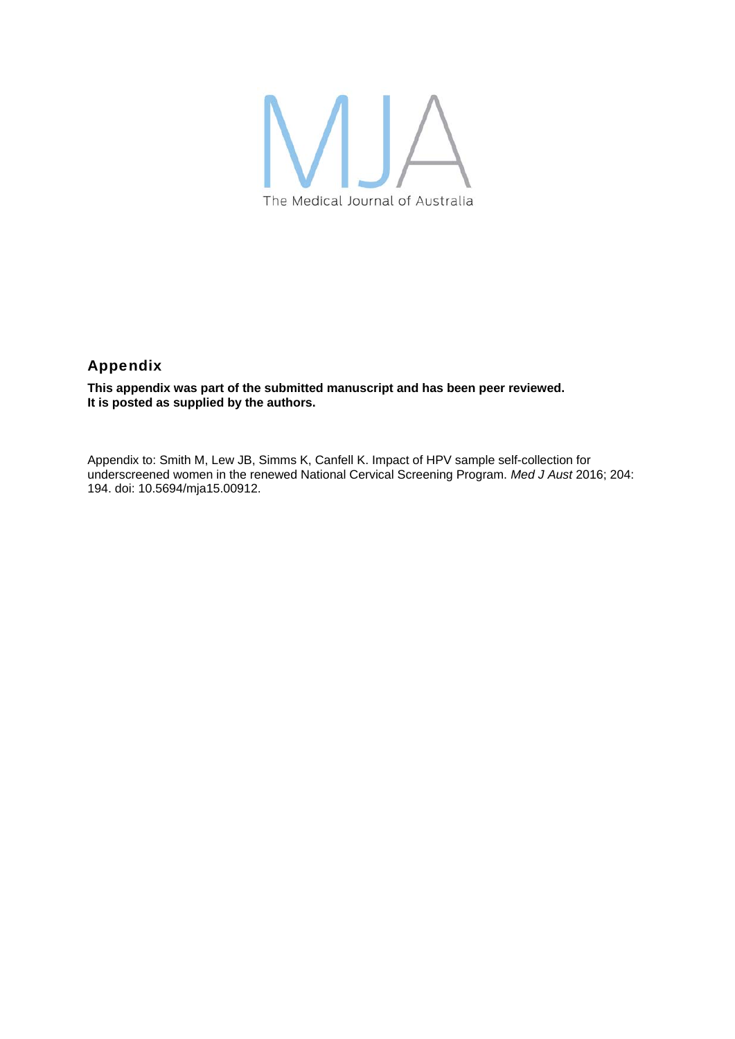MJA

The Medical Journal of Australia

## Appendix

**This appendix was part of the submitted manuscript and has been peer reviewed. It is posted as supplied by the authors.**

Appendix to: Smith M, Lew JB, Simms K, Canfell K. Impact of HPV sample self-collection for underscreened women in the renewed National Cervical Screening Program. *Med J Aust* 2016; 204: 194. doi: 10.5694/mja15.00912.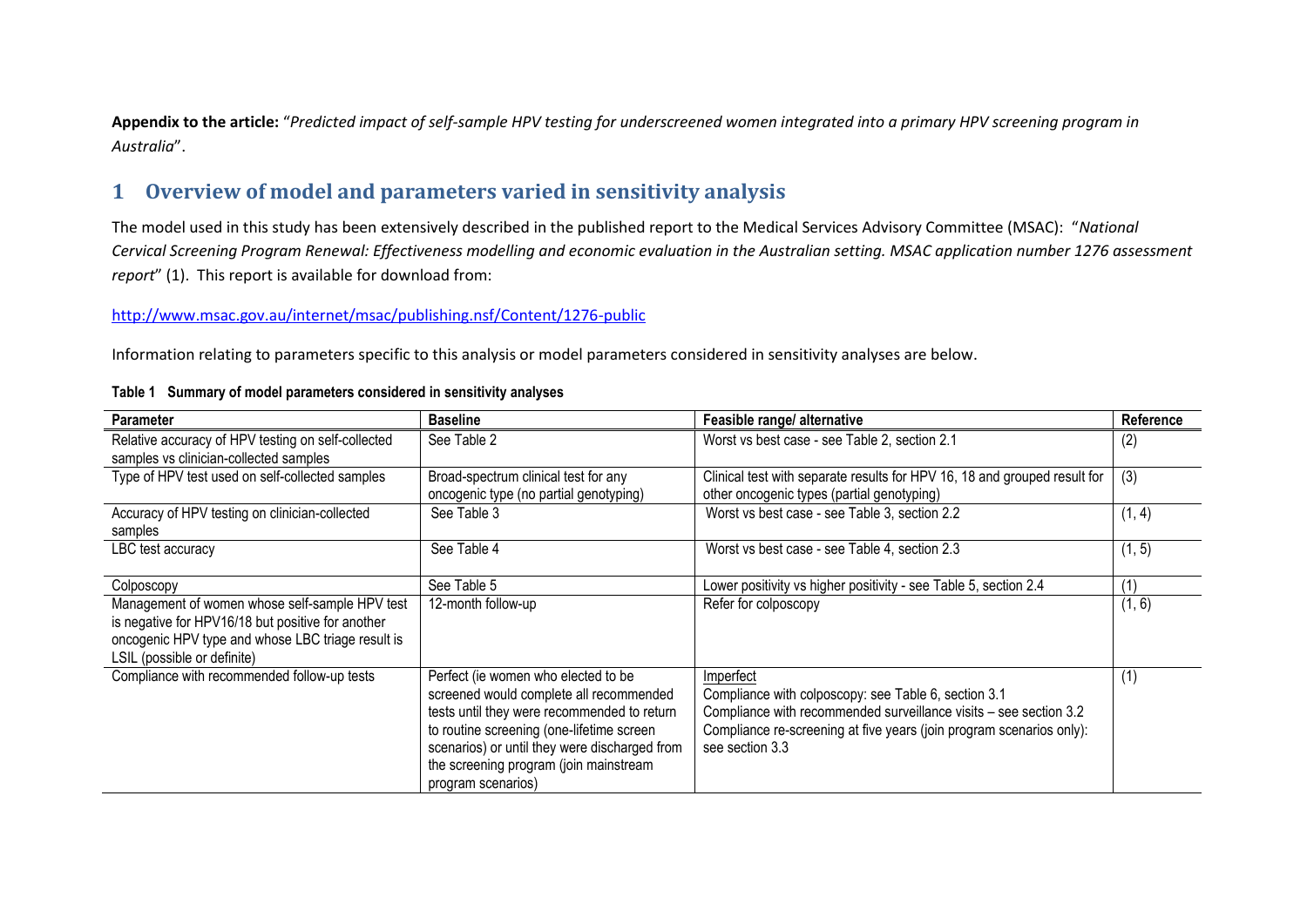**Appendix to the article:** "*Predicted impact of self-sample HPV testing for underscreened women integrated into a primary HPV screening program in Australia*".

# 1 Overview of model and parameters varied in sensitivity analysis

The model used in this study has been extensively described in the published report to the Medical Services Advisory Committee (MSAC): "*National Cervical Screening Program Renewal: Effectiveness modelling and economic evaluation in the Australian setting. MSAC application number 1276 assessment report*" (1). This report is available for download from:

http://www.msac.gov.au/internet/msac/publishing.nsf/Content/1276-public

Information relating to parameters specific to this analysis or model parameters considered in sensitivity analyses are below.

**Table 1 Summary of model parameters considered in sensitivity analyses**

| Parameter | Baseline | Feasible range/ alternative | Reference |
|---|---|---|---|
| Relative accuracy of HPV testing on self-collected samples vs clinician-collected samples | See Table 2 | Worst vs best case - see Table 2, section 2.1 | (2) |
| Type of HPV test used on self-collected samples | Broad-spectrum clinical test for any oncogenic type (no partial genotyping) | Clinical test with separate results for HPV 16, 18 and grouped result for other oncogenic types (partial genotyping) | (3) |
| Accuracy of HPV testing on clinician-collected samples | See Table 3 | Worst vs best case - see Table 3, section 2.2 | (1, 4) |
| LBC test accuracy | See Table 4 | Worst vs best case - see Table 4, section 2.3 | (1, 5) |
| Colposcopy | See Table 5 | Lower positivity vs higher positivity - see Table 5, section 2.4 | (1) |
| Management of women whose self-sample HPV test is negative for HPV16/18 but positive for another oncogenic HPV type and whose LBC triage result is LSIL (possible or definite) | 12-month follow-up | Refer for colposcopy | (1, 6) |
| Compliance with recommended follow-up tests | Perfect (ie women who elected to be screened would complete all recommended tests until they were recommended to return to routine screening (one-lifetime screen scenarios) or until they were discharged from the screening program (join mainstream program scenarios) | Imperfect<br>Compliance with colposcopy: see Table 6, section 3.1<br>Compliance with recommended surveillance visits – see section 3.2<br>Compliance re-screening at five years (join program scenarios only): see section 3.3 | (1) |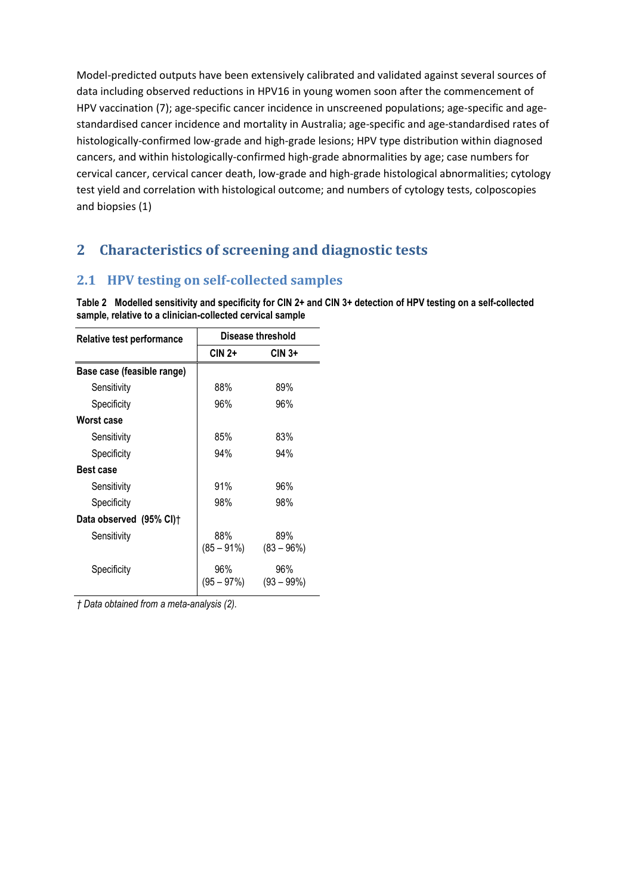Model-predicted outputs have been extensively calibrated and validated against several sources of data including observed reductions in HPV16 in young women soon after the commencement of HPV vaccination (7); age-specific cancer incidence in unscreened populations; age-specific and age-standardised cancer incidence and mortality in Australia; age-specific and age-standardised rates of histologically-confirmed low-grade and high-grade lesions; HPV type distribution within diagnosed cancers, and within histologically-confirmed high-grade abnormalities by age; case numbers for cervical cancer, cervical cancer death, low-grade and high-grade histological abnormalities; cytology test yield and correlation with histological outcome; and numbers of cytology tests, colposcopies and biopsies (1)

# 2 Characteristics of screening and diagnostic tests

## 2.1 HPV testing on self-collected samples

**Table 2 Modelled sensitivity and specificity for CIN 2+ and CIN 3+ detection of HPV testing on a self-collected sample, relative to a clinician-collected cervical sample**

| Relative test performance | Disease threshold | |
|---|---|---|
| | **CIN 2+** | **CIN 3+** |
| **Base case (feasible range)** | | |
| Sensitivity | 88% | 89% |
| Specificity | 96% | 96% |
| **Worst case** | | |
| Sensitivity | 85% | 83% |
| Specificity | 94% | 94% |
| **Best case** | | |
| Sensitivity | 91% | 96% |
| Specificity | 98% | 98% |
| **Data observed (95% CI)†** | | |
| Sensitivity | 88% (85 – 91%) | 89% (83 – 96%) |
| Specificity | 96% (95 – 97%) | 96% (93 – 99%) |

*† Data obtained from a meta-analysis (2).*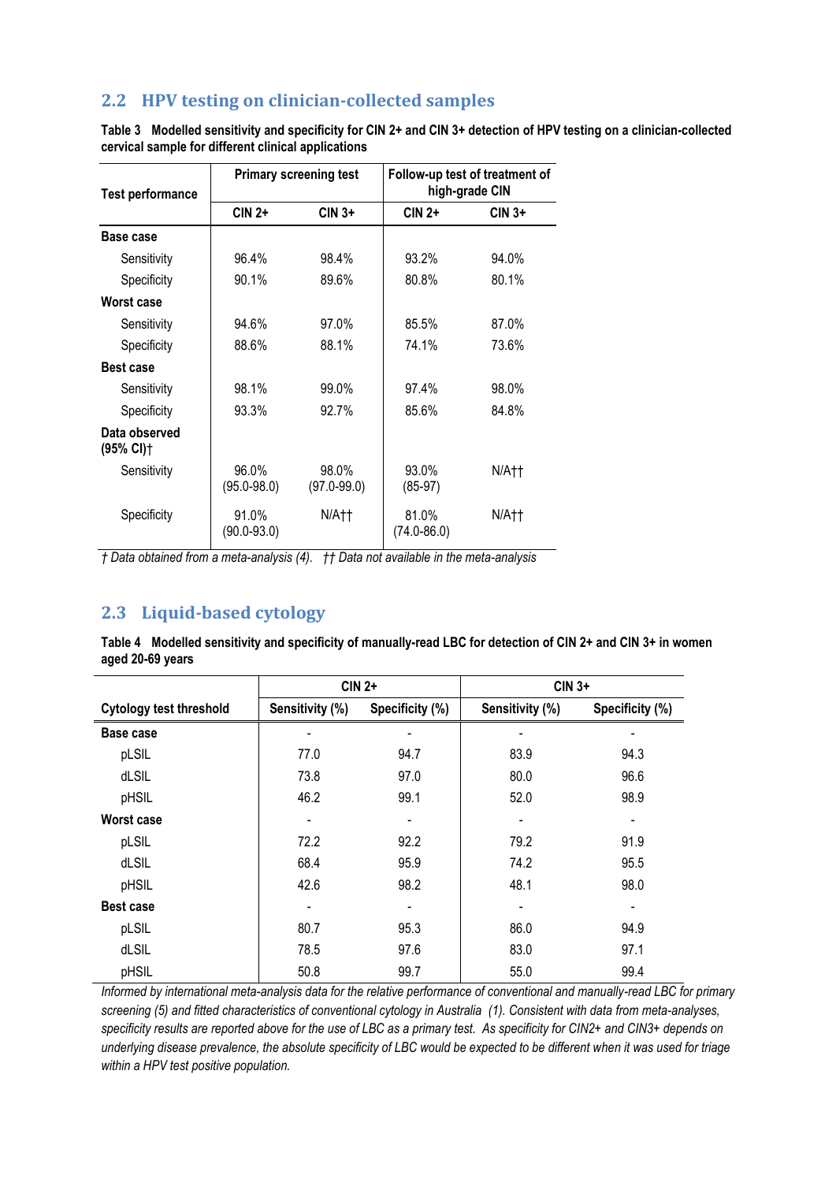## 2.2 HPV testing on clinician-collected samples

**Table 3 Modelled sensitivity and specificity for CIN 2+ and CIN 3+ detection of HPV testing on a clinician-collected cervical sample for different clinical applications**

| Test performance | Primary screening test | | Follow-up test of treatment of high-grade CIN | |
|---|---|---|---|---|
| | CIN 2+ | CIN 3+ | CIN 2+ | CIN 3+ |
| **Base case** | | | | |
| Sensitivity | 96.4% | 98.4% | 93.2% | 94.0% |
| Specificity | 90.1% | 89.6% | 80.8% | 80.1% |
| **Worst case** | | | | |
| Sensitivity | 94.6% | 97.0% | 85.5% | 87.0% |
| Specificity | 88.6% | 88.1% | 74.1% | 73.6% |
| **Best case** | | | | |
| Sensitivity | 98.1% | 99.0% | 97.4% | 98.0% |
| Specificity | 93.3% | 92.7% | 85.6% | 84.8% |
| **Data observed (95% CI)†** | | | | |
| Sensitivity | 96.0% (95.0-98.0) | 98.0% (97.0-99.0) | 93.0% (85-97) | N/A†† |
| Specificity | 91.0% (90.0-93.0) | N/A†† | 81.0% (74.0-86.0) | N/A†† |

*† Data obtained from a meta-analysis (4). †† Data not available in the meta-analysis*

## 2.3 Liquid-based cytology

**Table 4 Modelled sensitivity and specificity of manually-read LBC for detection of CIN 2+ and CIN 3+ in women aged 20-69 years**

| | CIN 2+ | | CIN 3+ | |
|---|---|---|---|---|
| **Cytology test threshold** | **Sensitivity (%)** | **Specificity (%)** | **Sensitivity (%)** | **Specificity (%)** |
| **Base case** | - | - | - | - |
| pLSIL | 77.0 | 94.7 | 83.9 | 94.3 |
| dLSIL | 73.8 | 97.0 | 80.0 | 96.6 |
| pHSIL | 46.2 | 99.1 | 52.0 | 98.9 |
| **Worst case** | - | - | - | - |
| pLSIL | 72.2 | 92.2 | 79.2 | 91.9 |
| dLSIL | 68.4 | 95.9 | 74.2 | 95.5 |
| pHSIL | 42.6 | 98.2 | 48.1 | 98.0 |
| **Best case** | - | - | - | - |
| pLSIL | 80.7 | 95.3 | 86.0 | 94.9 |
| dLSIL | 78.5 | 97.6 | 83.0 | 97.1 |
| pHSIL | 50.8 | 99.7 | 55.0 | 99.4 |

*Informed by international meta-analysis data for the relative performance of conventional and manually-read LBC for primary screening (5) and fitted characteristics of conventional cytology in Australia (1). Consistent with data from meta-analyses, specificity results are reported above for the use of LBC as a primary test. As specificity for CIN2+ and CIN3+ depends on underlying disease prevalence, the absolute specificity of LBC would be expected to be different when it was used for triage within a HPV test positive population.*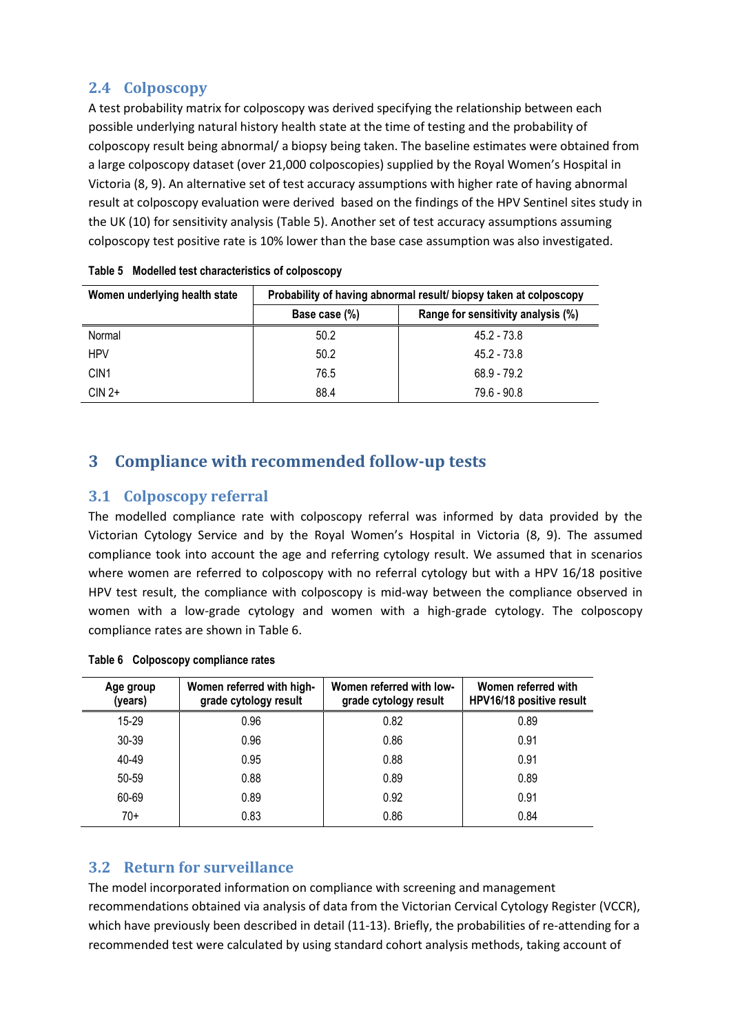## 2.4 Colposcopy

A test probability matrix for colposcopy was derived specifying the relationship between each possible underlying natural history health state at the time of testing and the probability of colposcopy result being abnormal/ a biopsy being taken. The baseline estimates were obtained from a large colposcopy dataset (over 21,000 colposcopies) supplied by the Royal Women's Hospital in Victoria (8, 9). An alternative set of test accuracy assumptions with higher rate of having abnormal result at colposcopy evaluation were derived based on the findings of the HPV Sentinel sites study in the UK (10) for sensitivity analysis (Table 5). Another set of test accuracy assumptions assuming colposcopy test positive rate is 10% lower than the base case assumption was also investigated.

**Table 5 Modelled test characteristics of colposcopy**

| Women underlying health state | Probability of having abnormal result/ biopsy taken at colposcopy | |
|---|---|---|
| | Base case (%) | Range for sensitivity analysis (%) |
| Normal | 50.2 | 45.2 - 73.8 |
| HPV | 50.2 | 45.2 - 73.8 |
| CIN1 | 76.5 | 68.9 - 79.2 |
| CIN 2+ | 88.4 | 79.6 - 90.8 |

# 3 Compliance with recommended follow-up tests

## 3.1 Colposcopy referral

The modelled compliance rate with colposcopy referral was informed by data provided by the Victorian Cytology Service and by the Royal Women's Hospital in Victoria (8, 9). The assumed compliance took into account the age and referring cytology result. We assumed that in scenarios where women are referred to colposcopy with no referral cytology but with a HPV 16/18 positive HPV test result, the compliance with colposcopy is mid-way between the compliance observed in women with a low-grade cytology and women with a high-grade cytology. The colposcopy compliance rates are shown in Table 6.

**Table 6 Colposcopy compliance rates**

| Age group (years) | Women referred with high-grade cytology result | Women referred with low-grade cytology result | Women referred with HPV16/18 positive result |
|---|---|---|---|
| 15-29 | 0.96 | 0.82 | 0.89 |
| 30-39 | 0.96 | 0.86 | 0.91 |
| 40-49 | 0.95 | 0.88 | 0.91 |
| 50-59 | 0.88 | 0.89 | 0.89 |
| 60-69 | 0.89 | 0.92 | 0.91 |
| 70+ | 0.83 | 0.86 | 0.84 |

## 3.2 Return for surveillance

The model incorporated information on compliance with screening and management recommendations obtained via analysis of data from the Victorian Cervical Cytology Register (VCCR), which have previously been described in detail (11-13). Briefly, the probabilities of re-attending for a recommended test were calculated by using standard cohort analysis methods, taking account of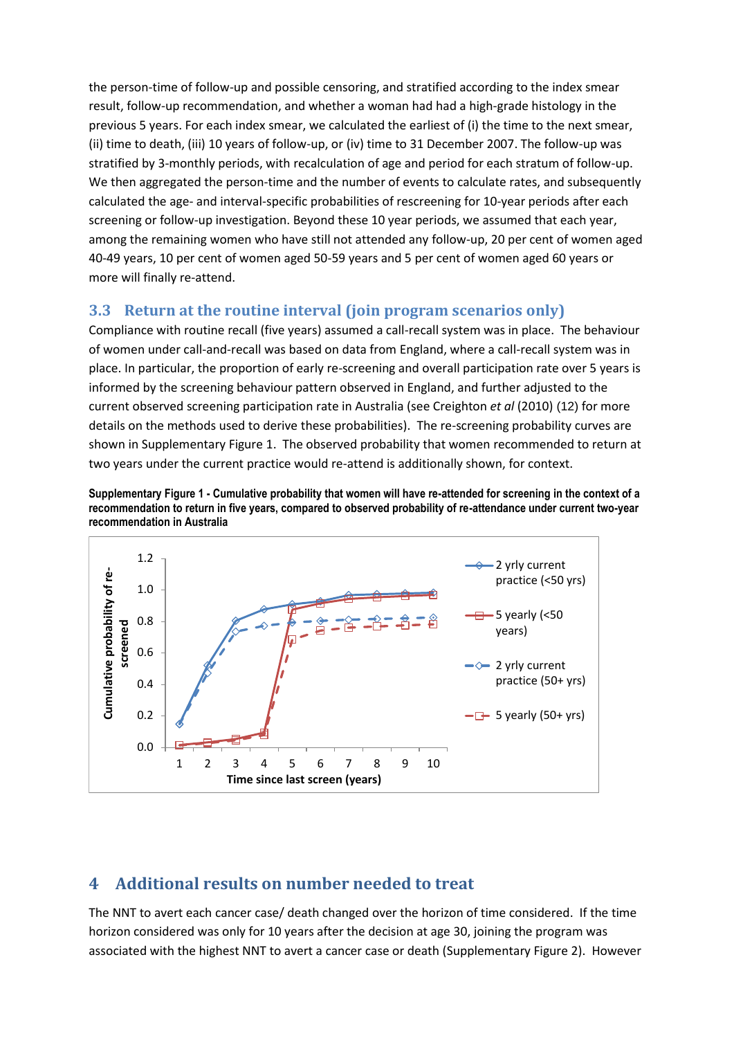the person-time of follow-up and possible censoring, and stratified according to the index smear result, follow-up recommendation, and whether a woman had had a high-grade histology in the previous 5 years. For each index smear, we calculated the earliest of (i) the time to the next smear, (ii) time to death, (iii) 10 years of follow-up, or (iv) time to 31 December 2007. The follow-up was stratified by 3-monthly periods, with recalculation of age and period for each stratum of follow-up. We then aggregated the person-time and the number of events to calculate rates, and subsequently calculated the age- and interval-specific probabilities of rescreening for 10-year periods after each screening or follow-up investigation. Beyond these 10 year periods, we assumed that each year, among the remaining women who have still not attended any follow-up, 20 per cent of women aged 40-49 years, 10 per cent of women aged 50-59 years and 5 per cent of women aged 60 years or more will finally re-attend.

## 3.3 Return at the routine interval (join program scenarios only)

Compliance with routine recall (five years) assumed a call-recall system was in place. The behaviour of women under call-and-recall was based on data from England, where a call-recall system was in place. In particular, the proportion of early re-screening and overall participation rate over 5 years is informed by the screening behaviour pattern observed in England, and further adjusted to the current observed screening participation rate in Australia (see Creighton *et al* (2010) (12) for more details on the methods used to derive these probabilities). The re-screening probability curves are shown in Supplementary Figure 1. The observed probability that women recommended to return at two years under the current practice would re-attend is additionally shown, for context.

**Supplementary Figure 1 - Cumulative probability that women will have re-attended for screening in the context of a recommendation to return in five years, compared to observed probability of re-attendance under current two-year recommendation in Australia**

# 4 Additional results on number needed to treat

The NNT to avert each cancer case/ death changed over the horizon of time considered. If the time horizon considered was only for 10 years after the decision at age 30, joining the program was associated with the highest NNT to avert a cancer case or death (Supplementary Figure 2). However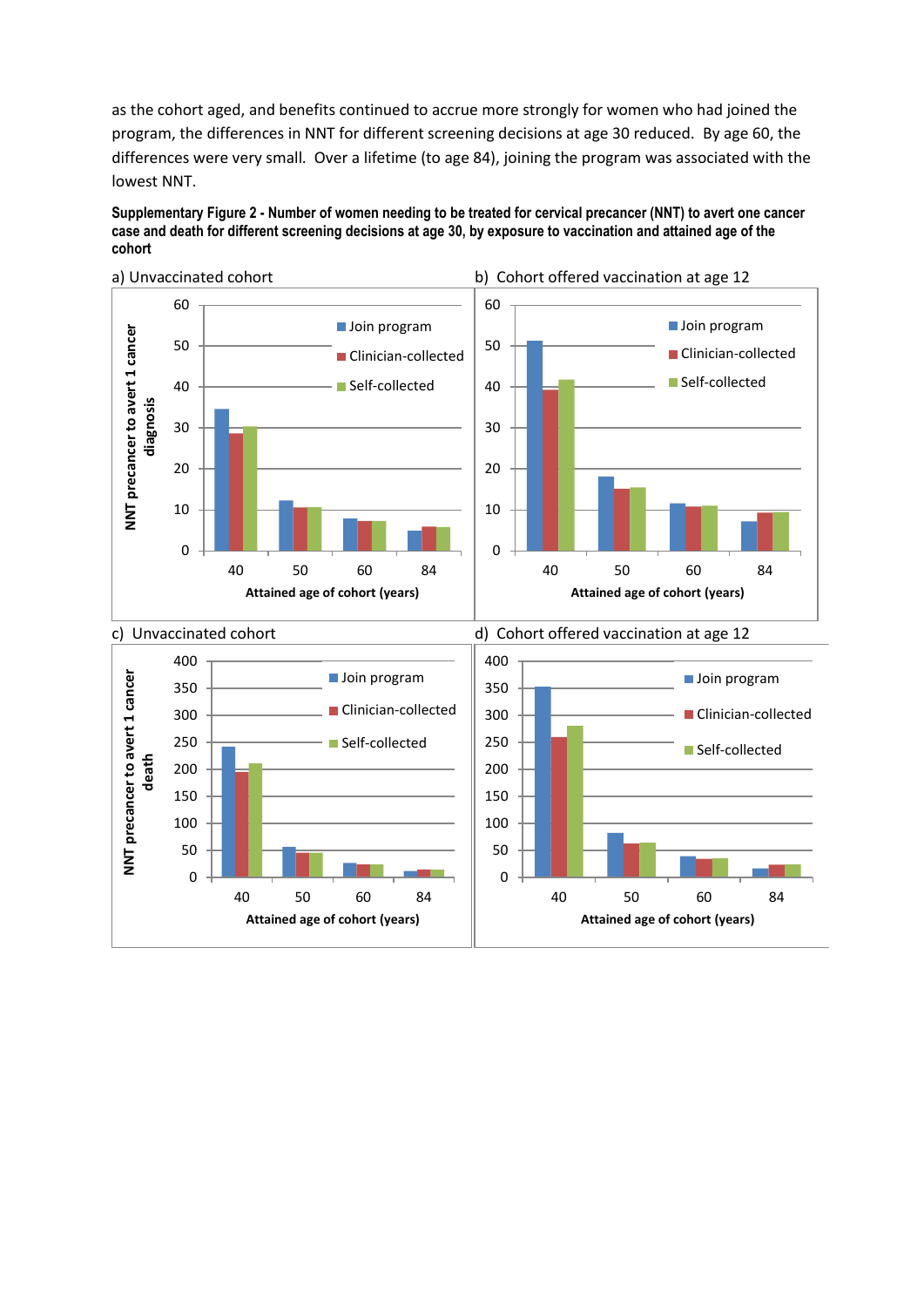as the cohort aged, and benefits continued to accrue more strongly for women who had joined the program, the differences in NNT for different screening decisions at age 30 reduced. By age 60, the differences were very small. Over a lifetime (to age 84), joining the program was associated with the lowest NNT.

**Supplementary Figure 2 - Number of women needing to be treated for cervical precancer (NNT) to avert one cancer case and death for different screening decisions at age 30, by exposure to vaccination and attained age of the cohort**

a) Unvaccinated cohort

b) Cohort offered vaccination at age 12

c) Unvaccinated cohort

d) Cohort offered vaccination at age 12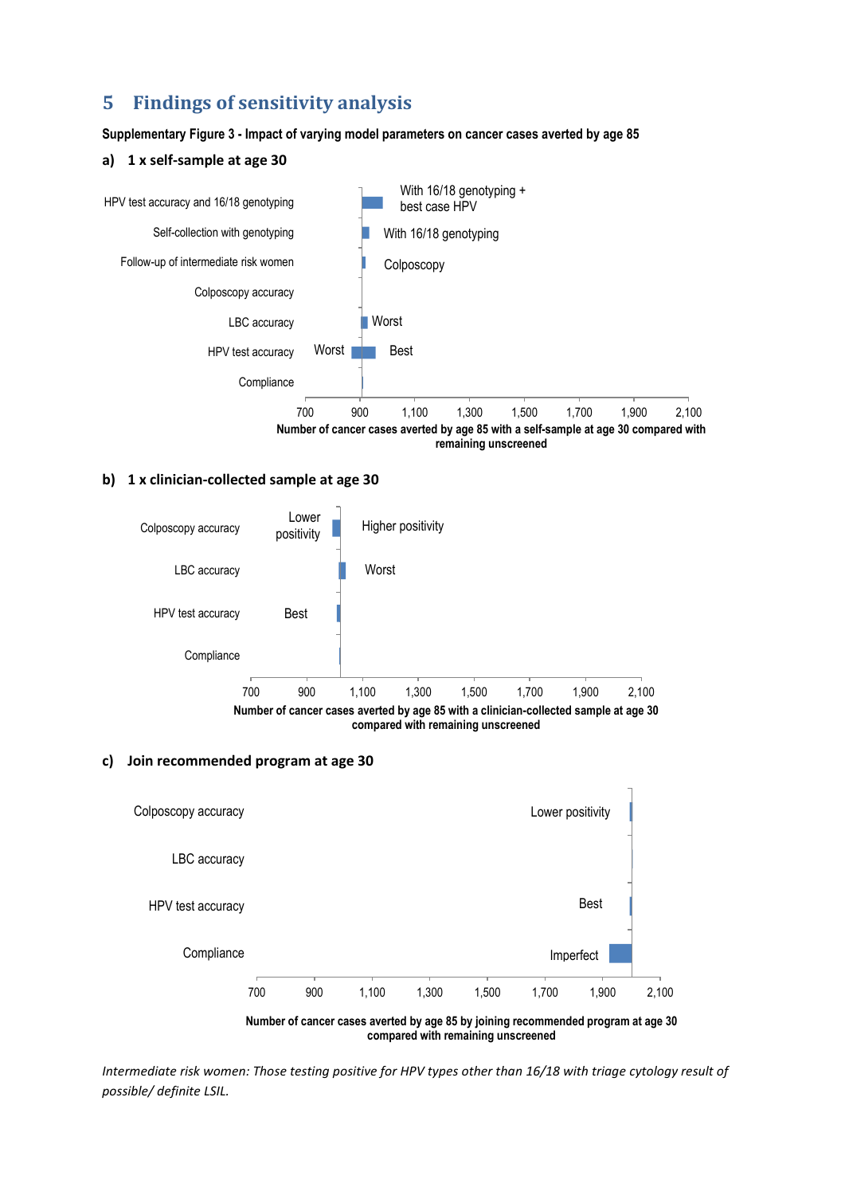# 5 Findings of sensitivity analysis

**Supplementary Figure 3 - Impact of varying model parameters on cancer cases averted by age 85**

**a) 1 x self-sample at age 30**

HPV test accuracy and 16/18 genotyping — With 16/18 genotyping + best case HPV

Self-collection with genotyping — With 16/18 genotyping

Follow-up of intermediate risk women — Colposcopy

Colposcopy accuracy

LBC accuracy — Worst

HPV test accuracy — Worst / Best

Compliance

700 900 1,100 1,300 1,500 1,700 1,900 2,100

**Number of cancer cases averted by age 85 with a self-sample at age 30 compared with remaining unscreened**

**b) 1 x clinician-collected sample at age 30**

Colposcopy accuracy — Lower positivity / Higher positivity

LBC accuracy — Worst

HPV test accuracy — Best

Compliance

700 900 1,100 1,300 1,500 1,700 1,900 2,100

**Number of cancer cases averted by age 85 with a clinician-collected sample at age 30 compared with remaining unscreened**

**c) Join recommended program at age 30**

Colposcopy accuracy — Lower positivity

LBC accuracy

HPV test accuracy — Best

Compliance — Imperfect

700 900 1,100 1,300 1,500 1,700 1,900 2,100

**Number of cancer cases averted by age 85 by joining recommended program at age 30 compared with remaining unscreened**

*Intermediate risk women: Those testing positive for HPV types other than 16/18 with triage cytology result of possible/ definite LSIL.*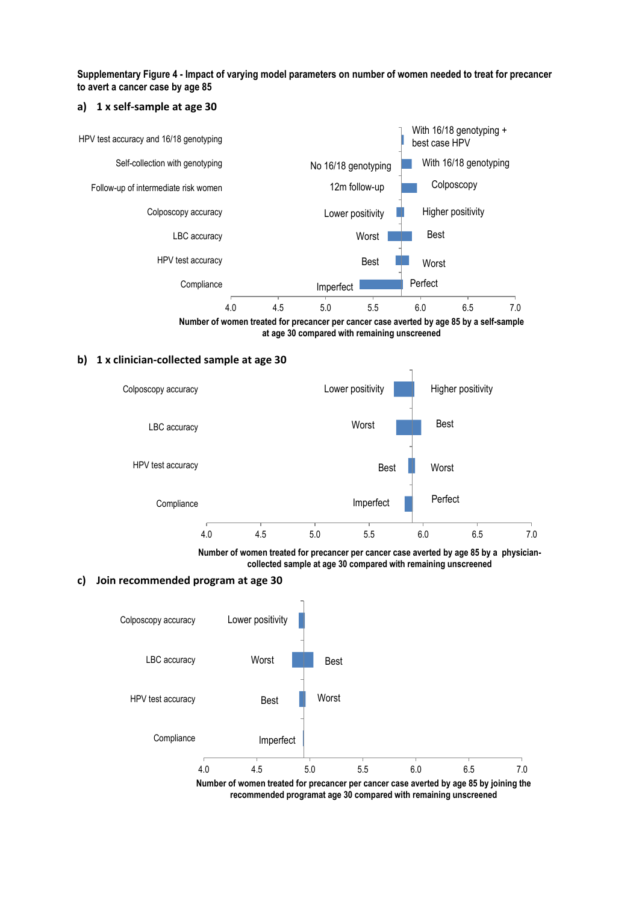**Supplementary Figure 4 - Impact of varying model parameters on number of women needed to treat for precancer to avert a cancer case by age 85**

**a) 1 x self-sample at age 30**

| Parameter | Lower label | Upper label |
|---|---|---|
| HPV test accuracy and 16/18 genotyping | | With 16/18 genotyping + best case HPV |
| Self-collection with genotyping | No 16/18 genotyping | With 16/18 genotyping |
| Follow-up of intermediate risk women | 12m follow-up | Colposcopy |
| Colposcopy accuracy | Lower positivity | Higher positivity |
| LBC accuracy | Worst | Best |
| HPV test accuracy | Best | Worst |
| Compliance | Imperfect | Perfect |

Axis: 4.0, 4.5, 5.0, 5.5, 6.0, 6.5, 7.0

Number of women treated for precancer per cancer case averted by age 85 by a self-sample at age 30 compared with remaining unscreened

**b) 1 x clinician-collected sample at age 30**

| Parameter | Lower label | Upper label |
|---|---|---|
| Colposcopy accuracy | Lower positivity | Higher positivity |
| LBC accuracy | Worst | Best |
| HPV test accuracy | Best | Worst |
| Compliance | Imperfect | Perfect |

Axis: 4.0, 4.5, 5.0, 5.5, 6.0, 6.5, 7.0

Number of women treated for precancer per cancer case averted by age 85 by a physician-collected sample at age 30 compared with remaining unscreened

**c) Join recommended program at age 30**

| Parameter | Lower label | Upper label |
|---|---|---|
| Colposcopy accuracy | Lower positivity | |
| LBC accuracy | Worst | Best |
| HPV test accuracy | Best | Worst |
| Compliance | Imperfect | |

Axis: 4.0, 4.5, 5.0, 5.5, 6.0, 6.5, 7.0

Number of women treated for precancer per cancer case averted by age 85 by joining the recommended programat age 30 compared with remaining unscreened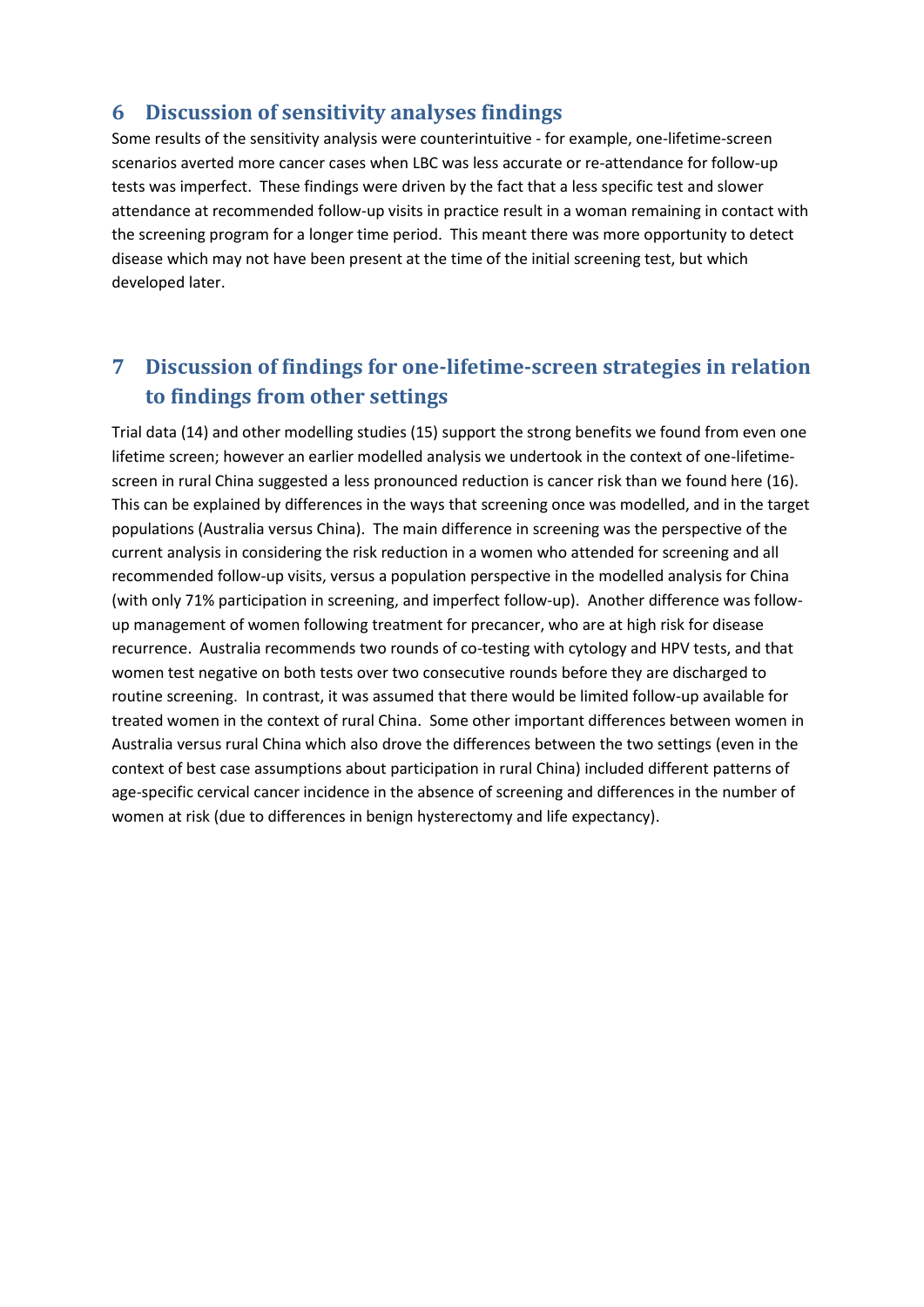## 6 Discussion of sensitivity analyses findings

Some results of the sensitivity analysis were counterintuitive - for example, one-lifetime-screen scenarios averted more cancer cases when LBC was less accurate or re-attendance for follow-up tests was imperfect. These findings were driven by the fact that a less specific test and slower attendance at recommended follow-up visits in practice result in a woman remaining in contact with the screening program for a longer time period. This meant there was more opportunity to detect disease which may not have been present at the time of the initial screening test, but which developed later.

## 7 Discussion of findings for one-lifetime-screen strategies in relation to findings from other settings

Trial data (14) and other modelling studies (15) support the strong benefits we found from even one lifetime screen; however an earlier modelled analysis we undertook in the context of one-lifetime-screen in rural China suggested a less pronounced reduction is cancer risk than we found here (16). This can be explained by differences in the ways that screening once was modelled, and in the target populations (Australia versus China). The main difference in screening was the perspective of the current analysis in considering the risk reduction in a women who attended for screening and all recommended follow-up visits, versus a population perspective in the modelled analysis for China (with only 71% participation in screening, and imperfect follow-up). Another difference was follow-up management of women following treatment for precancer, who are at high risk for disease recurrence. Australia recommends two rounds of co-testing with cytology and HPV tests, and that women test negative on both tests over two consecutive rounds before they are discharged to routine screening. In contrast, it was assumed that there would be limited follow-up available for treated women in the context of rural China. Some other important differences between women in Australia versus rural China which also drove the differences between the two settings (even in the context of best case assumptions about participation in rural China) included different patterns of age-specific cervical cancer incidence in the absence of screening and differences in the number of women at risk (due to differences in benign hysterectomy and life expectancy).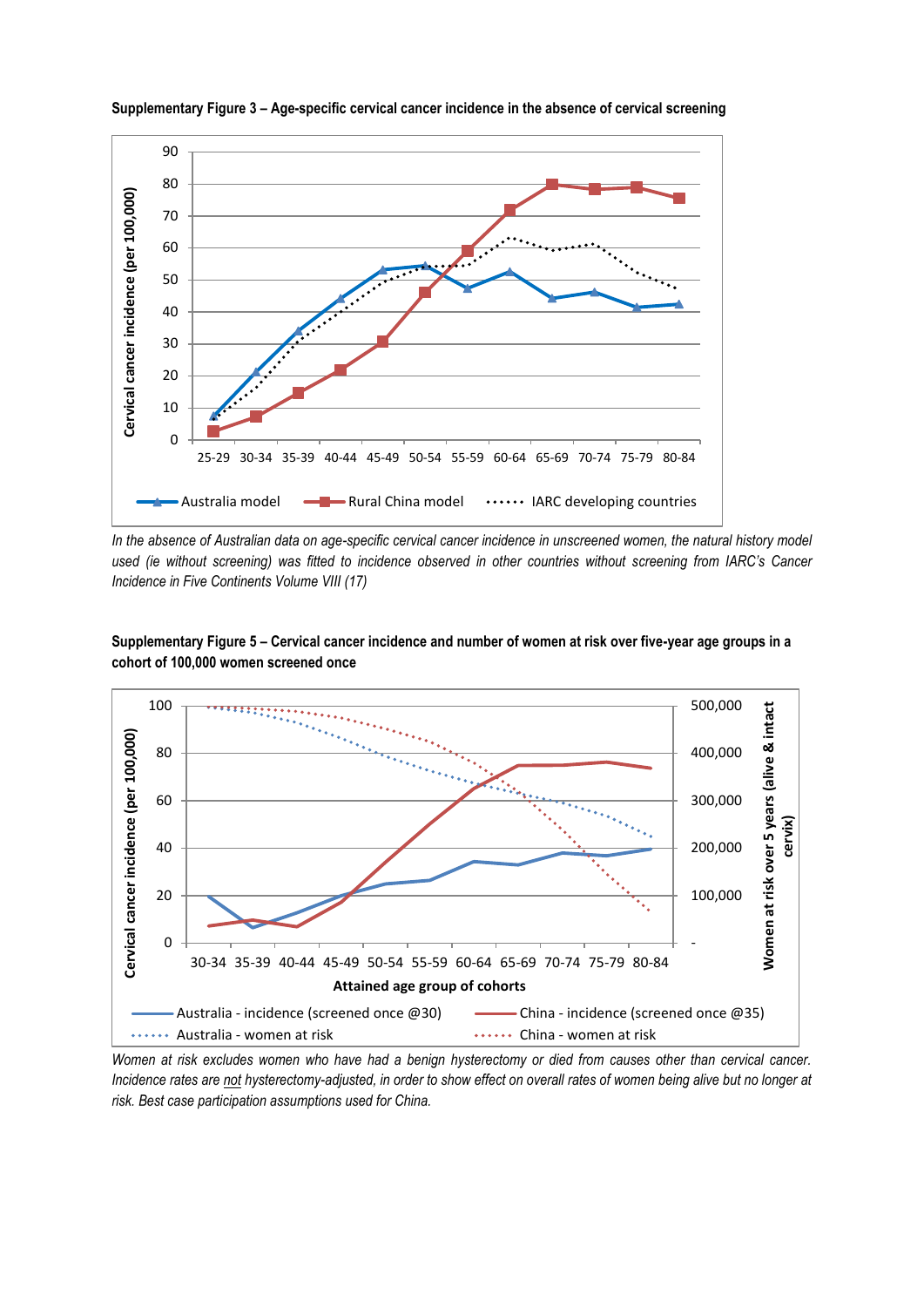**Supplementary Figure 3 – Age-specific cervical cancer incidence in the absence of cervical screening**

*In the absence of Australian data on age-specific cervical cancer incidence in unscreened women, the natural history model used (ie without screening) was fitted to incidence observed in other countries without screening from IARC's Cancer Incidence in Five Continents Volume VIII (17)*

**Supplementary Figure 5 – Cervical cancer incidence and number of women at risk over five-year age groups in a cohort of 100,000 women screened once**

*Women at risk excludes women who have had a benign hysterectomy or died from causes other than cervical cancer. Incidence rates are not hysterectomy-adjusted, in order to show effect on overall rates of women being alive but no longer at risk. Best case participation assumptions used for China.*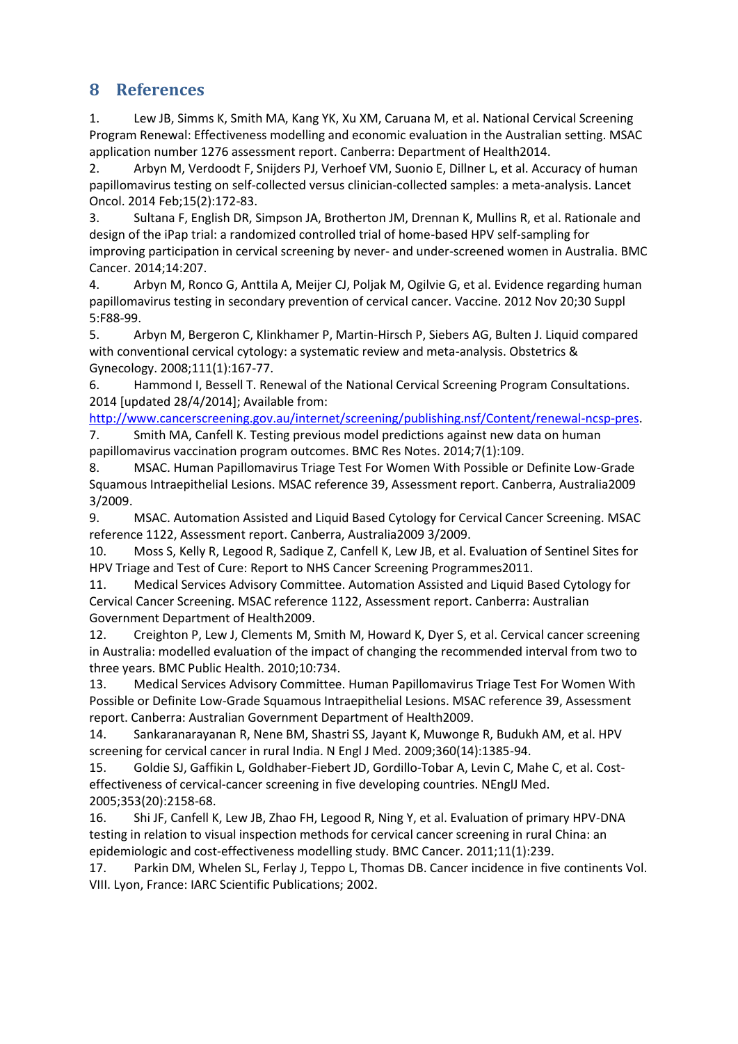# 8 References

1. Lew JB, Simms K, Smith MA, Kang YK, Xu XM, Caruana M, et al. National Cervical Screening Program Renewal: Effectiveness modelling and economic evaluation in the Australian setting. MSAC application number 1276 assessment report. Canberra: Department of Health2014.
2. Arbyn M, Verdoodt F, Snijders PJ, Verhoef VM, Suonio E, Dillner L, et al. Accuracy of human papillomavirus testing on self-collected versus clinician-collected samples: a meta-analysis. Lancet Oncol. 2014 Feb;15(2):172-83.
3. Sultana F, English DR, Simpson JA, Brotherton JM, Drennan K, Mullins R, et al. Rationale and design of the iPap trial: a randomized controlled trial of home-based HPV self-sampling for improving participation in cervical screening by never- and under-screened women in Australia. BMC Cancer. 2014;14:207.
4. Arbyn M, Ronco G, Anttila A, Meijer CJ, Poljak M, Ogilvie G, et al. Evidence regarding human papillomavirus testing in secondary prevention of cervical cancer. Vaccine. 2012 Nov 20;30 Suppl 5:F88-99.
5. Arbyn M, Bergeron C, Klinkhamer P, Martin-Hirsch P, Siebers AG, Bulten J. Liquid compared with conventional cervical cytology: a systematic review and meta-analysis. Obstetrics & Gynecology. 2008;111(1):167-77.
6. Hammond I, Bessell T. Renewal of the National Cervical Screening Program Consultations. 2014 [updated 28/4/2014]; Available from: http://www.cancerscreening.gov.au/internet/screening/publishing.nsf/Content/renewal-ncsp-pres.
7. Smith MA, Canfell K. Testing previous model predictions against new data on human papillomavirus vaccination program outcomes. BMC Res Notes. 2014;7(1):109.
8. MSAC. Human Papillomavirus Triage Test For Women With Possible or Definite Low-Grade Squamous Intraepithelial Lesions. MSAC reference 39, Assessment report. Canberra, Australia2009 3/2009.
9. MSAC. Automation Assisted and Liquid Based Cytology for Cervical Cancer Screening. MSAC reference 1122, Assessment report. Canberra, Australia2009 3/2009.
10. Moss S, Kelly R, Legood R, Sadique Z, Canfell K, Lew JB, et al. Evaluation of Sentinel Sites for HPV Triage and Test of Cure: Report to NHS Cancer Screening Programmes2011.
11. Medical Services Advisory Committee. Automation Assisted and Liquid Based Cytology for Cervical Cancer Screening. MSAC reference 1122, Assessment report. Canberra: Australian Government Department of Health2009.
12. Creighton P, Lew J, Clements M, Smith M, Howard K, Dyer S, et al. Cervical cancer screening in Australia: modelled evaluation of the impact of changing the recommended interval from two to three years. BMC Public Health. 2010;10:734.
13. Medical Services Advisory Committee. Human Papillomavirus Triage Test For Women With Possible or Definite Low-Grade Squamous Intraepithelial Lesions. MSAC reference 39, Assessment report. Canberra: Australian Government Department of Health2009.
14. Sankaranarayanan R, Nene BM, Shastri SS, Jayant K, Muwonge R, Budukh AM, et al. HPV screening for cervical cancer in rural India. N Engl J Med. 2009;360(14):1385-94.
15. Goldie SJ, Gaffikin L, Goldhaber-Fiebert JD, Gordillo-Tobar A, Levin C, Mahe C, et al. Cost-effectiveness of cervical-cancer screening in five developing countries. NEnglJ Med. 2005;353(20):2158-68.
16. Shi JF, Canfell K, Lew JB, Zhao FH, Legood R, Ning Y, et al. Evaluation of primary HPV-DNA testing in relation to visual inspection methods for cervical cancer screening in rural China: an epidemiologic and cost-effectiveness modelling study. BMC Cancer. 2011;11(1):239.
17. Parkin DM, Whelen SL, Ferlay J, Teppo L, Thomas DB. Cancer incidence in five continents Vol. VIII. Lyon, France: IARC Scientific Publications; 2002.